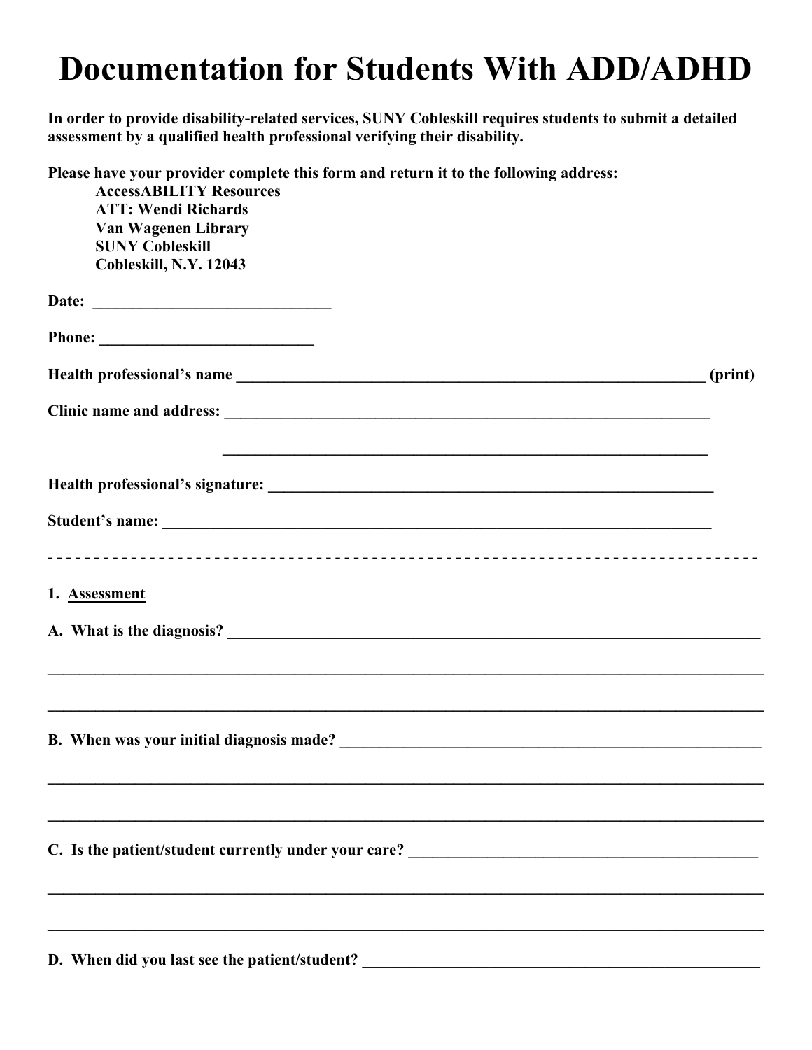# Documentation for Students With ADD/ADHD

**In order to provide disability-related services, SUNY Cobleskill requires students to submit a detailed assessment by a qualified health professional verifying their disability.**

**Please have your provider complete this form and return it to the following address:**

**AccessABILITY Resources**
**ATT: Wendi Richards**
**Van Wagenen Library**
**SUNY Cobleskill**
**Cobleskill, N.Y. 12043**

**Date:** ______________________________

**Phone:** ___________________________

**Health professional's name** ____________________________________________________________ **(print)**

**Clinic name and address:** ______________________________________________________________

______________________________________________________________

**Health professional's signature:** ________________________________________________________

**Student's name:** _______________________________________________________________________

- - - - - - - - - - - - - - - - - - - - - - - - - - - - - - - - - - - - - - - - - - - - - - - - - - - - - - - - - - - - - - - -

**1. Assessment**

**A. What is the diagnosis?** _________________________________________________________________

_____________________________________________________________________________________________

_____________________________________________________________________________________________

**B. When was your initial diagnosis made?** _________________________________________________

_____________________________________________________________________________________________

_____________________________________________________________________________________________

**C. Is the patient/student currently under your care?** __________________________________________

_____________________________________________________________________________________________

_____________________________________________________________________________________________

**D. When did you last see the patient/student?** _______________________________________________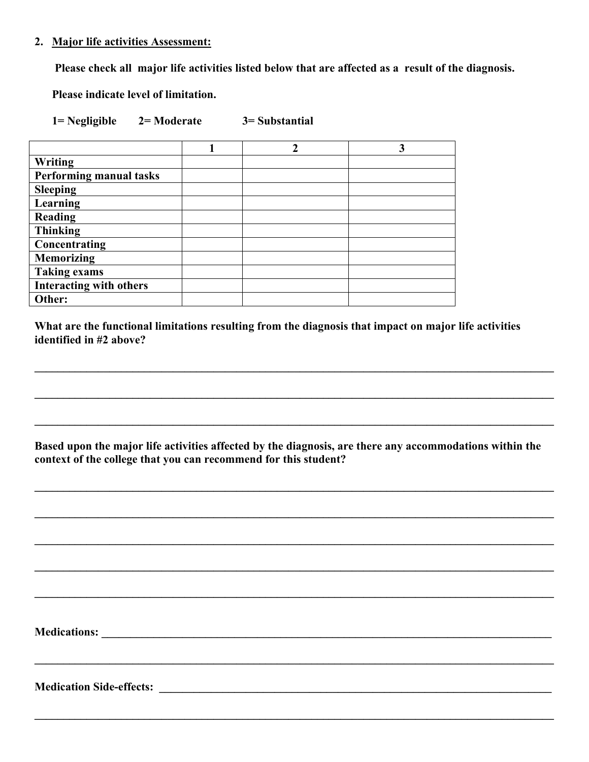2. **<u>Major life activities Assessment:</u>**

**Please check all major life activities listed below that are affected as a result of the diagnosis.**

**Please indicate level of limitation.**

**1= Negligible 2= Moderate 3= Substantial**

| | 1 | 2 | 3 |
|---|---|---|---|
| **Writing** | | | |
| **Performing manual tasks** | | | |
| **Sleeping** | | | |
| **Learning** | | | |
| **Reading** | | | |
| **Thinking** | | | |
| **Concentrating** | | | |
| **Memorizing** | | | |
| **Taking exams** | | | |
| **Interacting with others** | | | |
| **Other:** | | | |

**What are the functional limitations resulting from the diagnosis that impact on major life activities identified in #2 above?**

______________________________________________________________________________

______________________________________________________________________________

______________________________________________________________________________

**Based upon the major life activities affected by the diagnosis, are there any accommodations within the context of the college that you can recommend for this student?**

______________________________________________________________________________

______________________________________________________________________________

______________________________________________________________________________

______________________________________________________________________________

______________________________________________________________________________

**Medications:** ______________________________________________________________

______________________________________________________________________________

**Medication Side-effects:** _______________________________________________________

______________________________________________________________________________